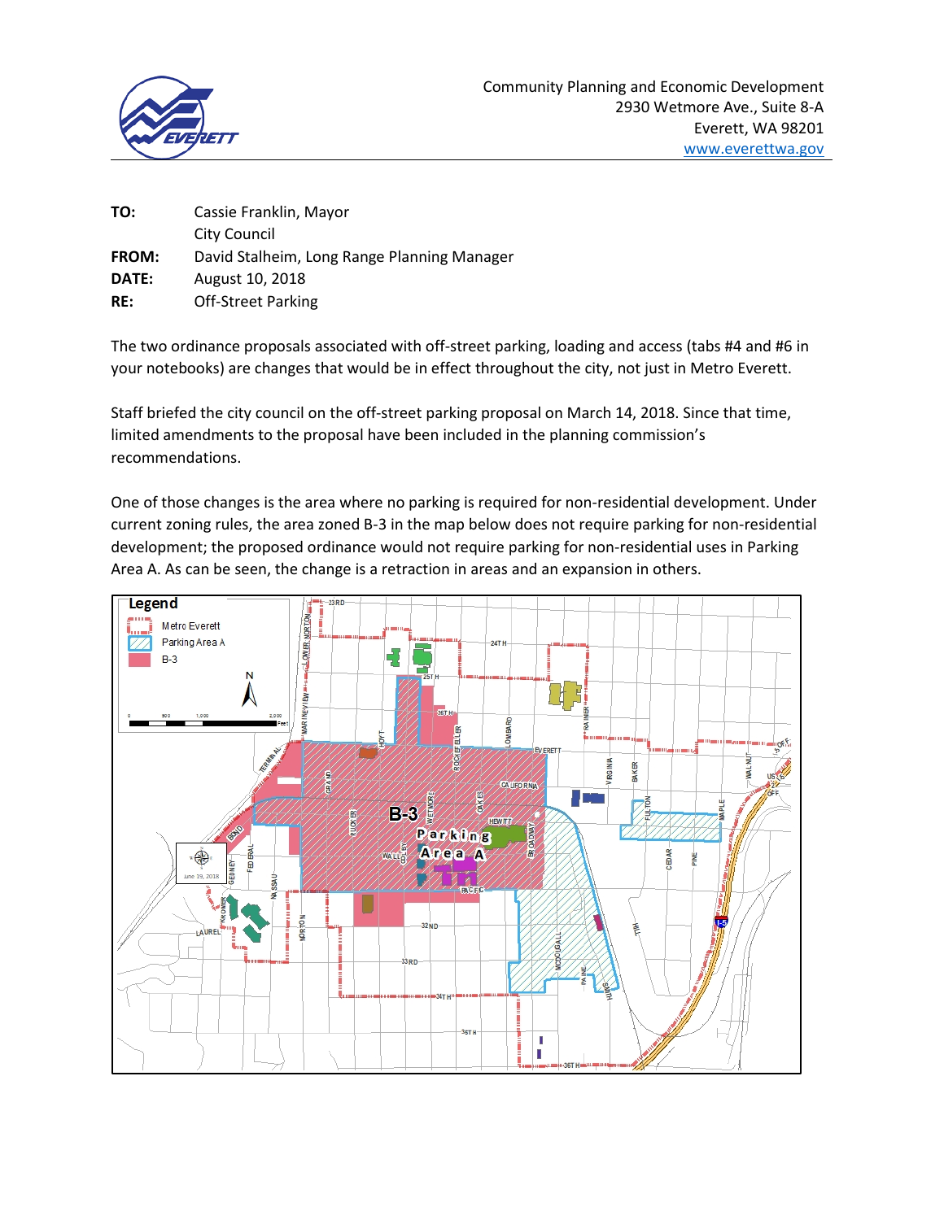Community Planning and Economic Development
2930 Wetmore Ave., Suite 8-A
Everett, WA 98201
www.everettwa.gov

**TO:** Cassie Franklin, Mayor
City Council

**FROM:** David Stalheim, Long Range Planning Manager

**DATE:** August 10, 2018

**RE:** Off-Street Parking

The two ordinance proposals associated with off-street parking, loading and access (tabs #4 and #6 in your notebooks) are changes that would be in effect throughout the city, not just in Metro Everett.

Staff briefed the city council on the off-street parking proposal on March 14, 2018. Since that time, limited amendments to the proposal have been included in the planning commission's recommendations.

One of those changes is the area where no parking is required for non-residential development. Under current zoning rules, the area zoned B-3 in the map below does not require parking for non-residential development; the proposed ordinance would not require parking for non-residential uses in Parking Area A. As can be seen, the change is a retraction in areas and an expansion in others.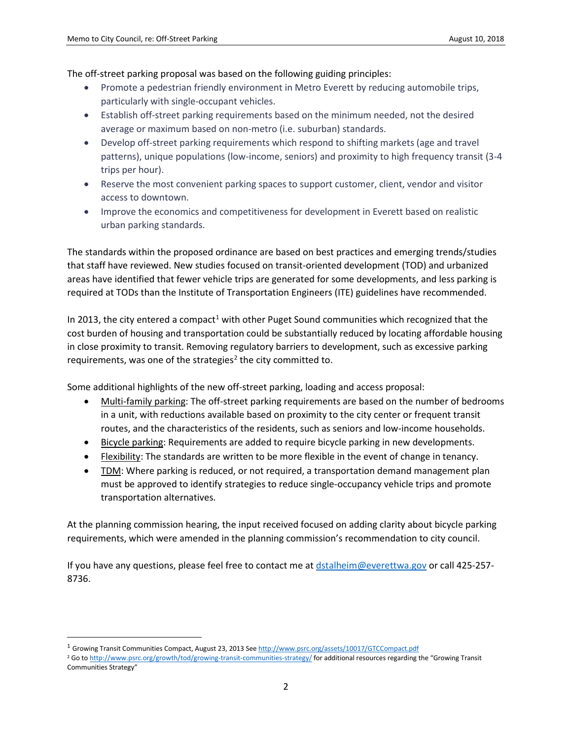The off-street parking proposal was based on the following guiding principles:

- Promote a pedestrian friendly environment in Metro Everett by reducing automobile trips, particularly with single-occupant vehicles.
- Establish off-street parking requirements based on the minimum needed, not the desired average or maximum based on non-metro (i.e. suburban) standards.
- Develop off-street parking requirements which respond to shifting markets (age and travel patterns), unique populations (low-income, seniors) and proximity to high frequency transit (3-4 trips per hour).
- Reserve the most convenient parking spaces to support customer, client, vendor and visitor access to downtown.
- Improve the economics and competitiveness for development in Everett based on realistic urban parking standards.

The standards within the proposed ordinance are based on best practices and emerging trends/studies that staff have reviewed. New studies focused on transit-oriented development (TOD) and urbanized areas have identified that fewer vehicle trips are generated for some developments, and less parking is required at TODs than the Institute of Transportation Engineers (ITE) guidelines have recommended.

In 2013, the city entered a compact[1] with other Puget Sound communities which recognized that the cost burden of housing and transportation could be substantially reduced by locating affordable housing in close proximity to transit. Removing regulatory barriers to development, such as excessive parking requirements, was one of the strategies[2] the city committed to.

Some additional highlights of the new off-street parking, loading and access proposal:

- Multi-family parking: The off-street parking requirements are based on the number of bedrooms in a unit, with reductions available based on proximity to the city center or frequent transit routes, and the characteristics of the residents, such as seniors and low-income households.
- Bicycle parking: Requirements are added to require bicycle parking in new developments.
- Flexibility: The standards are written to be more flexible in the event of change in tenancy.
- TDM: Where parking is reduced, or not required, a transportation demand management plan must be approved to identify strategies to reduce single-occupancy vehicle trips and promote transportation alternatives.

At the planning commission hearing, the input received focused on adding clarity about bicycle parking requirements, which were amended in the planning commission's recommendation to city council.

If you have any questions, please feel free to contact me at dstalheim@everettwa.gov or call 425-257-8736.

---

[1] Growing Transit Communities Compact, August 23, 2013 See http://www.psrc.org/assets/10017/GTCCompact.pdf

[2] Go to http://www.psrc.org/growth/tod/growing-transit-communities-strategy/ for additional resources regarding the "Growing Transit Communities Strategy"